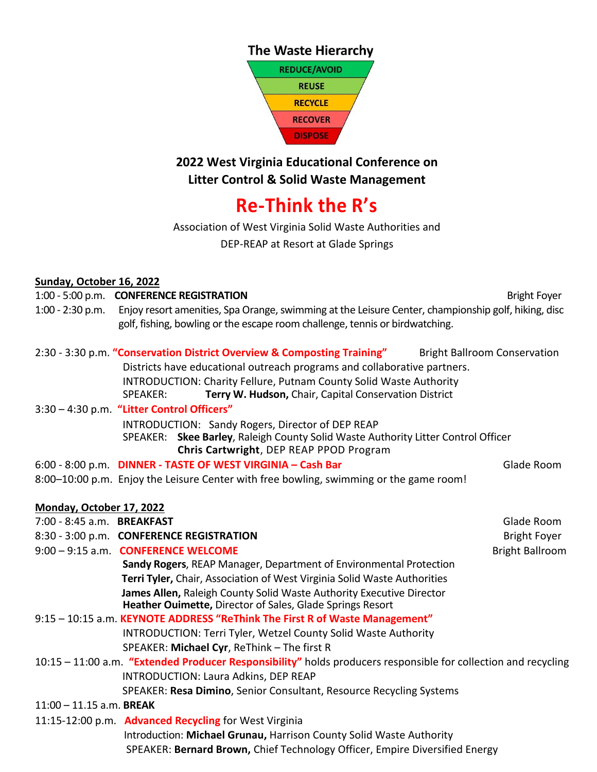## The Waste Hierarchy

REDUCE/AVOID
REUSE
RECYCLE
RECOVER
DISPOSE

## 2022 West Virginia Educational Conference on Litter Control & Solid Waste Management

# Re-Think the R's

Association of West Virginia Solid Waste Authorities and
DEP-REAP at Resort at Glade Springs

**Sunday, October 16, 2022**

1:00 - 5:00 p.m. **CONFERENCE REGISTRATION** — Bright Foyer

1:00 - 2:30 p.m. Enjoy resort amenities, Spa Orange, swimming at the Leisure Center, championship golf, hiking, disc golf, fishing, bowling or the escape room challenge, tennis or birdwatching.

2:30 - 3:30 p.m. **"Conservation District Overview & Composting Training"** — Bright Ballroom Conservation Districts have educational outreach programs and collaborative partners.
INTRODUCTION: Charity Fellure, Putnam County Solid Waste Authority
SPEAKER: **Terry W. Hudson,** Chair, Capital Conservation District

3:30 – 4:30 p.m. **"Litter Control Officers"**
INTRODUCTION: Sandy Rogers, Director of DEP REAP
SPEAKER: **Skee Barley**, Raleigh County Solid Waste Authority Litter Control Officer
**Chris Cartwright**, DEP REAP PPOD Program

6:00 - 8:00 p.m. **DINNER - TASTE OF WEST VIRGINIA – Cash Bar** — Glade Room

8:00–10:00 p.m. Enjoy the Leisure Center with free bowling, swimming or the game room!

**Monday, October 17, 2022**

7:00 - 8:45 a.m. **BREAKFAST** — Glade Room

8:30 - 3:00 p.m. **CONFERENCE REGISTRATION** — Bright Foyer

9:00 – 9:15 a.m. **CONFERENCE WELCOME** — Bright Ballroom
**Sandy Rogers**, REAP Manager, Department of Environmental Protection
**Terri Tyler,** Chair, Association of West Virginia Solid Waste Authorities
**James Allen,** Raleigh County Solid Waste Authority Executive Director
**Heather Ouimette,** Director of Sales, Glade Springs Resort

9:15 – 10:15 a.m. **KEYNOTE ADDRESS "ReThink The First R of Waste Management"**
INTRODUCTION: Terri Tyler, Wetzel County Solid Waste Authority
SPEAKER: **Michael Cyr**, ReThink – The first R

10:15 – 11:00 a.m. **"Extended Producer Responsibility"** holds producers responsible for collection and recycling
INTRODUCTION: Laura Adkins, DEP REAP
SPEAKER: **Resa Dimino**, Senior Consultant, Resource Recycling Systems

11:00 – 11.15 a.m. **BREAK**

11:15-12:00 p.m. **Advanced Recycling** for West Virginia
Introduction: **Michael Grunau,** Harrison County Solid Waste Authority
SPEAKER: **Bernard Brown,** Chief Technology Officer, Empire Diversified Energy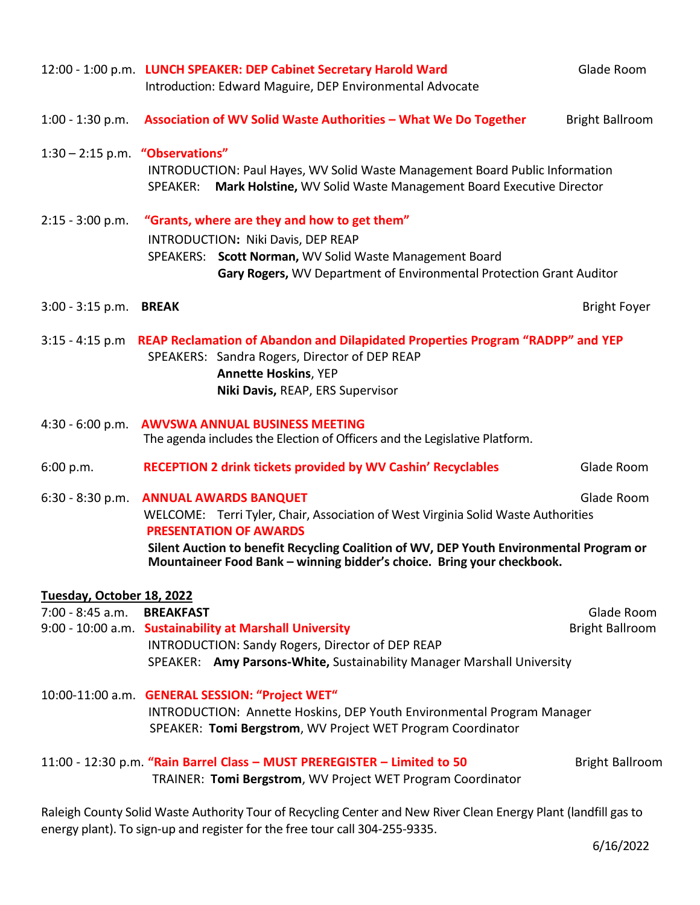12:00 - 1:00 p.m. **LUNCH SPEAKER: DEP Cabinet Secretary Harold Ward** — Glade Room
Introduction: Edward Maguire, DEP Environmental Advocate

1:00 - 1:30 p.m. **Association of WV Solid Waste Authorities – What We Do Together** — Bright Ballroom

1:30 – 2:15 p.m. **"Observations"**
INTRODUCTION: Paul Hayes, WV Solid Waste Management Board Public Information
SPEAKER: **Mark Holstine,** WV Solid Waste Management Board Executive Director

2:15 - 3:00 p.m. **"Grants, where are they and how to get them"**
INTRODUCTION**:** Niki Davis, DEP REAP
SPEAKERS: **Scott Norman,** WV Solid Waste Management Board
**Gary Rogers,** WV Department of Environmental Protection Grant Auditor

3:00 - 3:15 p.m. **BREAK** — Bright Foyer

3:15 - 4:15 p.m **REAP Reclamation of Abandon and Dilapidated Properties Program "RADPP" and YEP**
SPEAKERS: Sandra Rogers, Director of DEP REAP
**Annette Hoskins**, YEP
**Niki Davis,** REAP, ERS Supervisor

4:30 - 6:00 p.m. **AWVSWA ANNUAL BUSINESS MEETING**
The agenda includes the Election of Officers and the Legislative Platform.

6:00 p.m. **RECEPTION 2 drink tickets provided by WV Cashin' Recyclables** — Glade Room

6:30 - 8:30 p.m. **ANNUAL AWARDS BANQUET** — Glade Room
WELCOME: Terri Tyler, Chair, Association of West Virginia Solid Waste Authorities
**PRESENTATION OF AWARDS**
**Silent Auction to benefit Recycling Coalition of WV, DEP Youth Environmental Program or Mountaineer Food Bank – winning bidder's choice. Bring your checkbook.**

## Tuesday, October 18, 2022

7:00 - 8:45 a.m. **BREAKFAST** — Glade Room

9:00 - 10:00 a.m. **Sustainability at Marshall University** — Bright Ballroom
INTRODUCTION: Sandy Rogers, Director of DEP REAP
SPEAKER: **Amy Parsons-White,** Sustainability Manager Marshall University

10:00-11:00 a.m. **GENERAL SESSION: "Project WET"**
INTRODUCTION: Annette Hoskins, DEP Youth Environmental Program Manager
SPEAKER: **Tomi Bergstrom**, WV Project WET Program Coordinator

11:00 - 12:30 p.m. **"Rain Barrel Class – MUST PREREGISTER – Limited to 50** — Bright Ballroom
TRAINER: **Tomi Bergstrom**, WV Project WET Program Coordinator

Raleigh County Solid Waste Authority Tour of Recycling Center and New River Clean Energy Plant (landfill gas to energy plant). To sign-up and register for the free tour call 304-255-9335.

6/16/2022